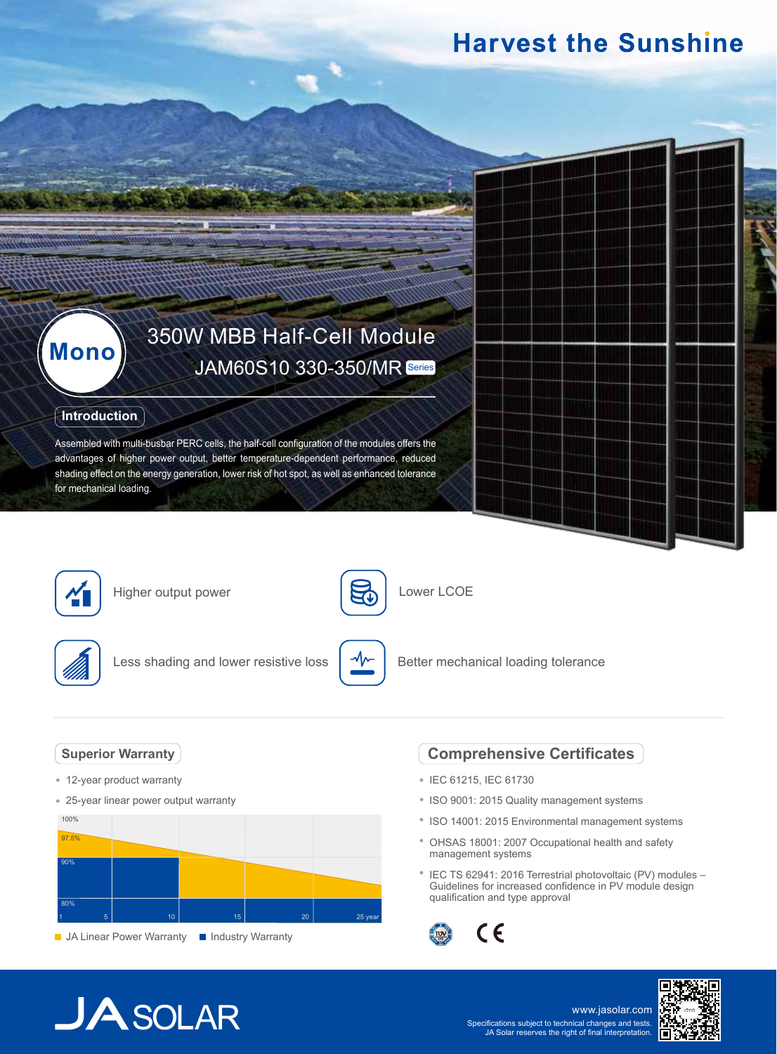# Harvest the Sunshine

## Mono

## 350W MBB Half-Cell Module

### JAM60S10 330-350/MR Series

### Introduction

Assembled with multi-busbar PERC cells, the half-cell configuration of the modules offers the advantages of higher power output, better temperature-dependent performance, reduced shading effect on the energy generation, lower risk of hot spot, as well as enhanced tolerance for mechanical loading.

- Higher output power
- Lower LCOE
- Less shading and lower resistive loss
- Better mechanical loading tolerance

### Superior Warranty

- 12-year product warranty
- 25-year linear power output warranty

100%

97.5%

90%

80%

1 5 10 15 20 25 year

JA Linear Power Warranty   Industry Warranty

### Comprehensive Certificates

- IEC 61215, IEC 61730
- ISO 9001: 2015 Quality management systems
- ISO 14001: 2015 Environmental management systems
- OHSAS 18001: 2007 Occupational health and safety management systems
- IEC TS 62941: 2016 Terrestrial photovoltaic (PV) modules – Guidelines for increased confidence in PV module design qualification and type approval

JA SOLAR

www.jasolar.com

Specifications subject to technical changes and tests.
JA Solar reserves the right of final interpretation.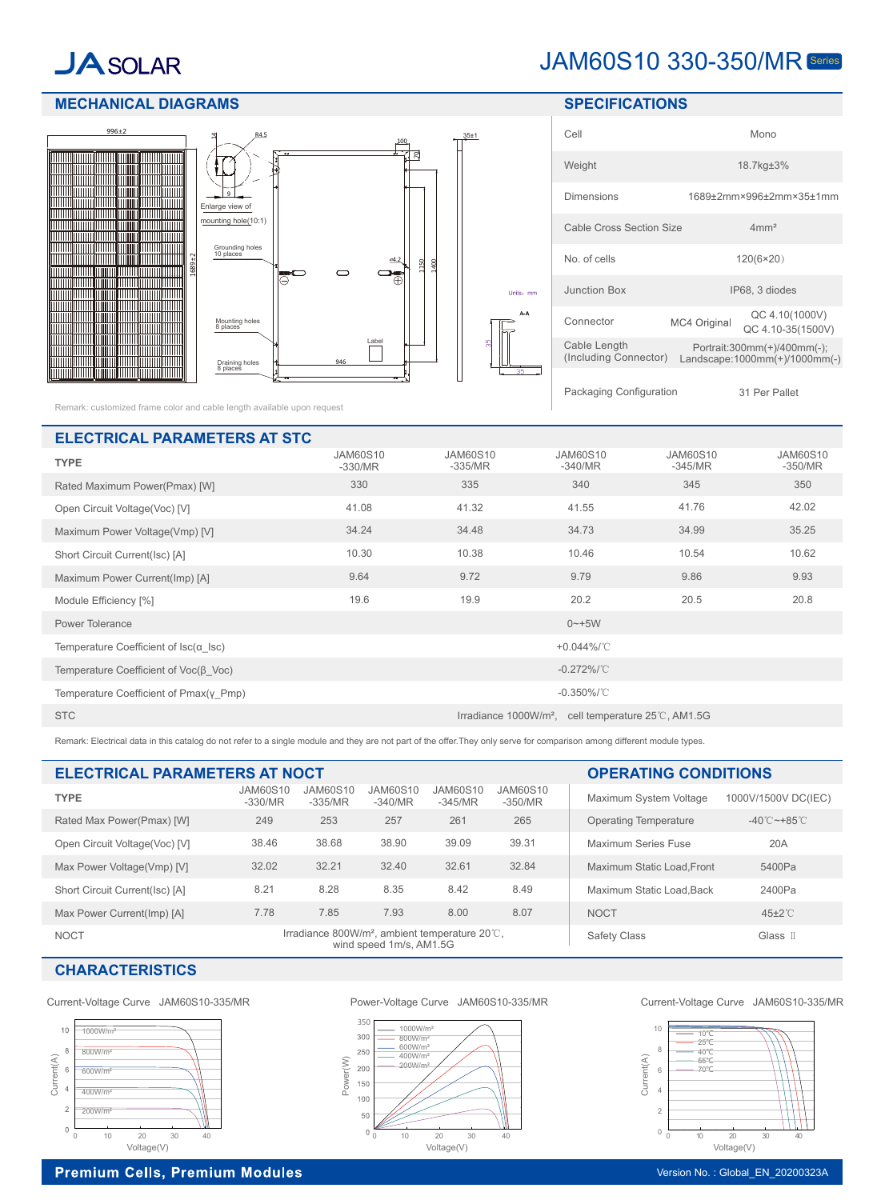# JA SOLAR

# JAM60S10 330-350/MR Series

## MECHANICAL DIAGRAMS

996±2

84.5

14

9

Enlarge view of mounting hole(10:1)

Grounding holes 10 places

Mounting holes 8 places

Draining holes 8 places

1689±2

100

20

4.2

1150

1400

Label

946

35±1

Units: mm

A-A

35

35

Remark: customized frame color and cable length available upon request

## SPECIFICATIONS

| | |
|---|---|
| Cell | Mono |
| Weight | 18.7kg±3% |
| Dimensions | 1689±2mm×996±2mm×35±1mm |
| Cable Cross Section Size | 4mm² |
| No. of cells | 120(6×20) |
| Junction Box | IP68, 3 diodes |
| Connector | MC4 Original / QC 4.10(1000V) / QC 4.10-35(1500V) |
| Cable Length (Including Connector) | Portrait:300mm(+)/400mm(-); Landscape:1000mm(+)/1000mm(-) |
| Packaging Configuration | 31 Per Pallet |

## ELECTRICAL PARAMETERS AT STC

| TYPE | JAM60S10 -330/MR | JAM60S10 -335/MR | JAM60S10 -340/MR | JAM60S10 -345/MR | JAM60S10 -350/MR |
|---|---|---|---|---|---|
| Rated Maximum Power(Pmax) [W] | 330 | 335 | 340 | 345 | 350 |
| Open Circuit Voltage(Voc) [V] | 41.08 | 41.32 | 41.55 | 41.76 | 42.02 |
| Maximum Power Voltage(Vmp) [V] | 34.24 | 34.48 | 34.73 | 34.99 | 35.25 |
| Short Circuit Current(Isc) [A] | 10.30 | 10.38 | 10.46 | 10.54 | 10.62 |
| Maximum Power Current(Imp) [A] | 9.64 | 9.72 | 9.79 | 9.86 | 9.93 |
| Module Efficiency [%] | 19.6 | 19.9 | 20.2 | 20.5 | 20.8 |
| Power Tolerance | 0~+5W | | | | |
| Temperature Coefficient of Isc(α_Isc) | +0.044%/℃ | | | | |
| Temperature Coefficient of Voc(β_Voc) | -0.272%/℃ | | | | |
| Temperature Coefficient of Pmax(γ_Pmp) | -0.350%/℃ | | | | |
| STC | Irradiance 1000W/m², cell temperature 25℃, AM1.5G | | | | |

Remark: Electrical data in this catalog do not refer to a single module and they are not part of the offer.They only serve for comparison among different module types.

## ELECTRICAL PARAMETERS AT NOCT

| TYPE | JAM60S10 -330/MR | JAM60S10 -335/MR | JAM60S10 -340/MR | JAM60S10 -345/MR | JAM60S10 -350/MR |
|---|---|---|---|---|---|
| Rated Max Power(Pmax) [W] | 249 | 253 | 257 | 261 | 265 |
| Open Circuit Voltage(Voc) [V] | 38.46 | 38.68 | 38.90 | 39.09 | 39.31 |
| Max Power Voltage(Vmp) [V] | 32.02 | 32.21 | 32.40 | 32.61 | 32.84 |
| Short Circuit Current(Isc) [A] | 8.21 | 8.28 | 8.35 | 8.42 | 8.49 |
| Max Power Current(Imp) [A] | 7.78 | 7.85 | 7.93 | 8.00 | 8.07 |
| NOCT | Irradiance 800W/m², ambient temperature 20℃, wind speed 1m/s, AM1.5G | | | | |

## OPERATING CONDITIONS

| | |
|---|---|
| Maximum System Voltage | 1000V/1500V DC(IEC) |
| Operating Temperature | -40℃~+85℃ |
| Maximum Series Fuse | 20A |
| Maximum Static Load,Front | 5400Pa |
| Maximum Static Load,Back | 2400Pa |
| NOCT | 45±2℃ |
| Safety Class | Glass Ⅱ |

## CHARACTERISTICS

Current-Voltage Curve JAM60S10-335/MR

Current(A)

Voltage(V)

1000W/m²
800W/m²
600W/m²
400W/m²
200W/m²

Power-Voltage Curve JAM60S10-335/MR

Power(W)

Voltage(V)

1000W/m²
800W/m²
600W/m²
400W/m²
200W/m²

Current-Voltage Curve JAM60S10-335/MR

Current(A)

Voltage(V)

10℃
25℃
40℃
55℃
70℃

Premium Cells, Premium Modules

Version No. : Global_EN_20200323A